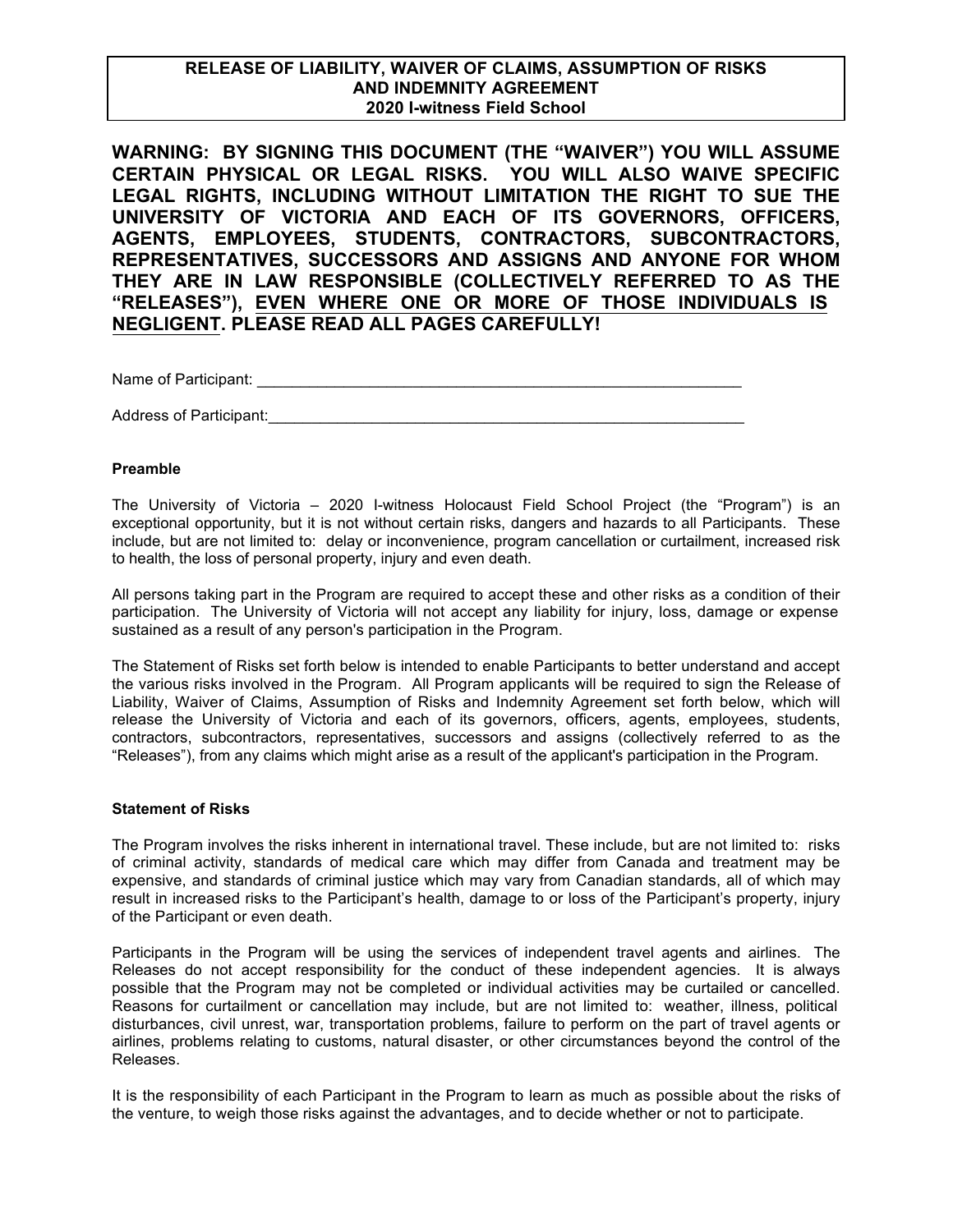**RELEASE OF LIABILITY, WAIVER OF CLAIMS, ASSUMPTION OF RISKS AND INDEMNITY AGREEMENT**
**2020 I-witness Field School**

**WARNING: BY SIGNING THIS DOCUMENT (THE "WAIVER") YOU WILL ASSUME CERTAIN PHYSICAL OR LEGAL RISKS. YOU WILL ALSO WAIVE SPECIFIC LEGAL RIGHTS, INCLUDING WITHOUT LIMITATION THE RIGHT TO SUE THE UNIVERSITY OF VICTORIA AND EACH OF ITS GOVERNORS, OFFICERS, AGENTS, EMPLOYEES, STUDENTS, CONTRACTORS, SUBCONTRACTORS, REPRESENTATIVES, SUCCESSORS AND ASSIGNS AND ANYONE FOR WHOM THEY ARE IN LAW RESPONSIBLE (COLLECTIVELY REFERRED TO AS THE "RELEASES"), <u>EVEN WHERE ONE OR MORE OF THOSE INDIVIDUALS IS NEGLIGENT</u>. PLEASE READ ALL PAGES CAREFULLY!**

Name of Participant: ___________________________________________________________

Address of Participant:__________________________________________________________

**Preamble**

The University of Victoria – 2020 I-witness Holocaust Field School Project (the "Program") is an exceptional opportunity, but it is not without certain risks, dangers and hazards to all Participants. These include, but are not limited to: delay or inconvenience, program cancellation or curtailment, increased risk to health, the loss of personal property, injury and even death.

All persons taking part in the Program are required to accept these and other risks as a condition of their participation. The University of Victoria will not accept any liability for injury, loss, damage or expense sustained as a result of any person's participation in the Program.

The Statement of Risks set forth below is intended to enable Participants to better understand and accept the various risks involved in the Program. All Program applicants will be required to sign the Release of Liability, Waiver of Claims, Assumption of Risks and Indemnity Agreement set forth below, which will release the University of Victoria and each of its governors, officers, agents, employees, students, contractors, subcontractors, representatives, successors and assigns (collectively referred to as the "Releases"), from any claims which might arise as a result of the applicant's participation in the Program.

**Statement of Risks**

The Program involves the risks inherent in international travel. These include, but are not limited to: risks of criminal activity, standards of medical care which may differ from Canada and treatment may be expensive, and standards of criminal justice which may vary from Canadian standards, all of which may result in increased risks to the Participant's health, damage to or loss of the Participant's property, injury of the Participant or even death.

Participants in the Program will be using the services of independent travel agents and airlines. The Releases do not accept responsibility for the conduct of these independent agencies. It is always possible that the Program may not be completed or individual activities may be curtailed or cancelled. Reasons for curtailment or cancellation may include, but are not limited to: weather, illness, political disturbances, civil unrest, war, transportation problems, failure to perform on the part of travel agents or airlines, problems relating to customs, natural disaster, or other circumstances beyond the control of the Releases.

It is the responsibility of each Participant in the Program to learn as much as possible about the risks of the venture, to weigh those risks against the advantages, and to decide whether or not to participate.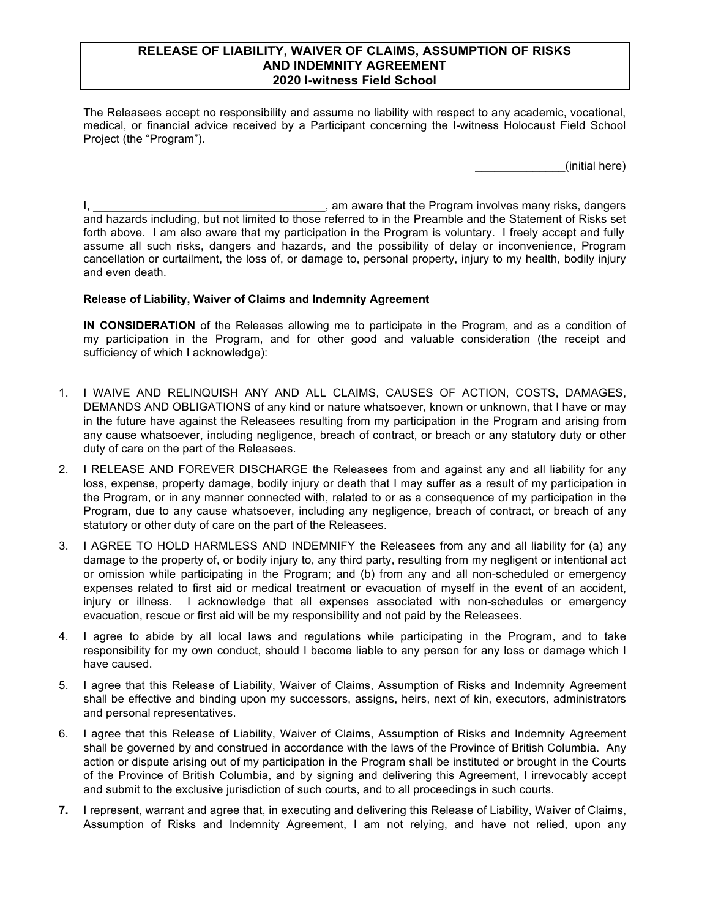**RELEASE OF LIABILITY, WAIVER OF CLAIMS, ASSUMPTION OF RISKS AND INDEMNITY AGREEMENT**
**2020 I-witness Field School**

The Releasees accept no responsibility and assume no liability with respect to any academic, vocational, medical, or financial advice received by a Participant concerning the I-witness Holocaust Field School Project (the "Program").

______________(initial here)

I, ____________________________________, am aware that the Program involves many risks, dangers and hazards including, but not limited to those referred to in the Preamble and the Statement of Risks set forth above. I am also aware that my participation in the Program is voluntary. I freely accept and fully assume all such risks, dangers and hazards, and the possibility of delay or inconvenience, Program cancellation or curtailment, the loss of, or damage to, personal property, injury to my health, bodily injury and even death.

**Release of Liability, Waiver of Claims and Indemnity Agreement**

**IN CONSIDERATION** of the Releases allowing me to participate in the Program, and as a condition of my participation in the Program, and for other good and valuable consideration (the receipt and sufficiency of which I acknowledge):

1. I WAIVE AND RELINQUISH ANY AND ALL CLAIMS, CAUSES OF ACTION, COSTS, DAMAGES, DEMANDS AND OBLIGATIONS of any kind or nature whatsoever, known or unknown, that I have or may in the future have against the Releasees resulting from my participation in the Program and arising from any cause whatsoever, including negligence, breach of contract, or breach or any statutory duty or other duty of care on the part of the Releasees.
2. I RELEASE AND FOREVER DISCHARGE the Releasees from and against any and all liability for any loss, expense, property damage, bodily injury or death that I may suffer as a result of my participation in the Program, or in any manner connected with, related to or as a consequence of my participation in the Program, due to any cause whatsoever, including any negligence, breach of contract, or breach of any statutory or other duty of care on the part of the Releasees.
3. I AGREE TO HOLD HARMLESS AND INDEMNIFY the Releasees from any and all liability for (a) any damage to the property of, or bodily injury to, any third party, resulting from my negligent or intentional act or omission while participating in the Program; and (b) from any and all non-scheduled or emergency expenses related to first aid or medical treatment or evacuation of myself in the event of an accident, injury or illness. I acknowledge that all expenses associated with non-schedules or emergency evacuation, rescue or first aid will be my responsibility and not paid by the Releasees.
4. I agree to abide by all local laws and regulations while participating in the Program, and to take responsibility for my own conduct, should I become liable to any person for any loss or damage which I have caused.
5. I agree that this Release of Liability, Waiver of Claims, Assumption of Risks and Indemnity Agreement shall be effective and binding upon my successors, assigns, heirs, next of kin, executors, administrators and personal representatives.
6. I agree that this Release of Liability, Waiver of Claims, Assumption of Risks and Indemnity Agreement shall be governed by and construed in accordance with the laws of the Province of British Columbia. Any action or dispute arising out of my participation in the Program shall be instituted or brought in the Courts of the Province of British Columbia, and by signing and delivering this Agreement, I irrevocably accept and submit to the exclusive jurisdiction of such courts, and to all proceedings in such courts.
7. I represent, warrant and agree that, in executing and delivering this Release of Liability, Waiver of Claims, Assumption of Risks and Indemnity Agreement, I am not relying, and have not relied, upon any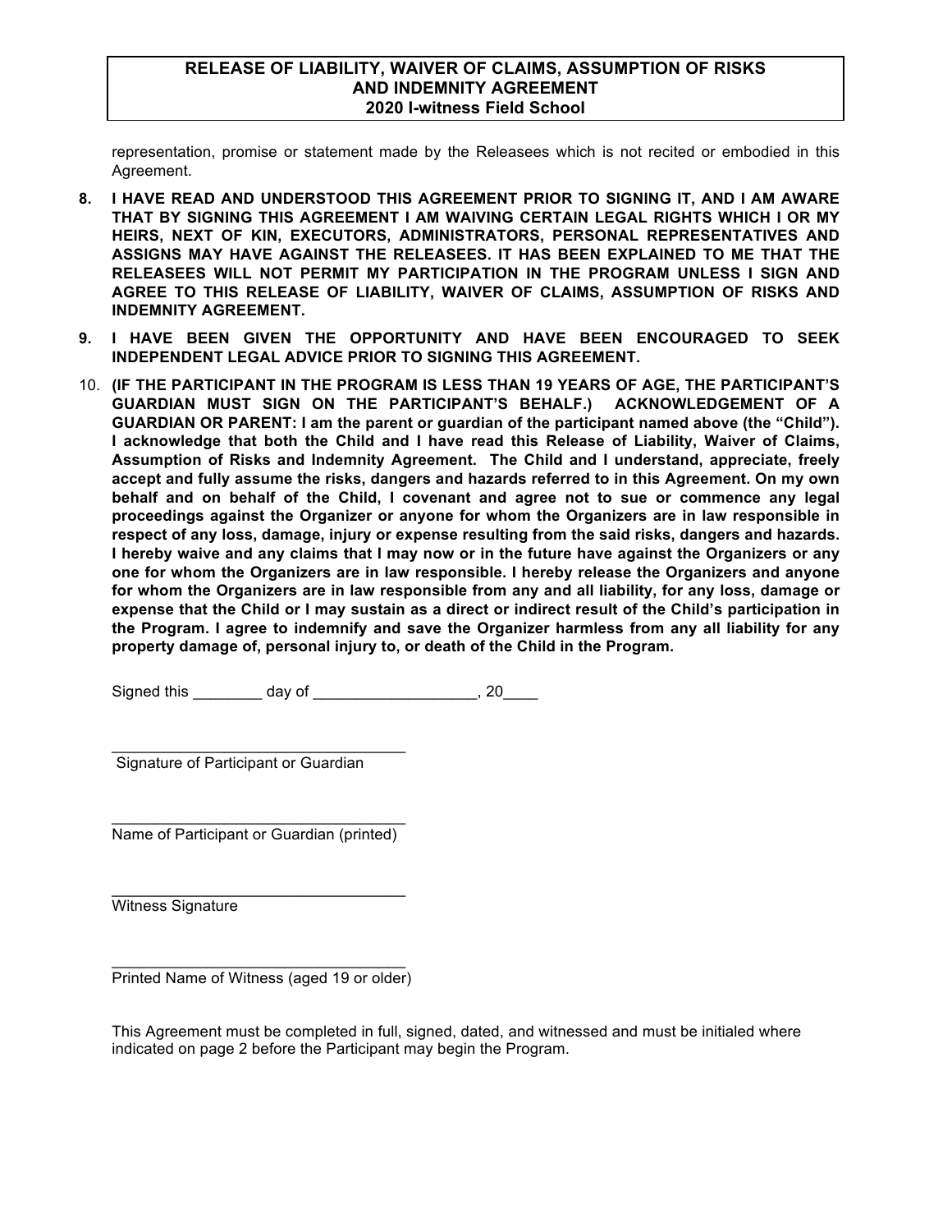representation, promise or statement made by the Releasees which is not recited or embodied in this Agreement.

8. **I HAVE READ AND UNDERSTOOD THIS AGREEMENT PRIOR TO SIGNING IT, AND I AM AWARE THAT BY SIGNING THIS AGREEMENT I AM WAIVING CERTAIN LEGAL RIGHTS WHICH I OR MY HEIRS, NEXT OF KIN, EXECUTORS, ADMINISTRATORS, PERSONAL REPRESENTATIVES AND ASSIGNS MAY HAVE AGAINST THE RELEASEES. IT HAS BEEN EXPLAINED TO ME THAT THE RELEASEES WILL NOT PERMIT MY PARTICIPATION IN THE PROGRAM UNLESS I SIGN AND AGREE TO THIS RELEASE OF LIABILITY, WAIVER OF CLAIMS, ASSUMPTION OF RISKS AND INDEMNITY AGREEMENT.**

9. **I HAVE BEEN GIVEN THE OPPORTUNITY AND HAVE BEEN ENCOURAGED TO SEEK INDEPENDENT LEGAL ADVICE PRIOR TO SIGNING THIS AGREEMENT.**

10. **(IF THE PARTICIPANT IN THE PROGRAM IS LESS THAN 19 YEARS OF AGE, THE PARTICIPANT'S GUARDIAN MUST SIGN ON THE PARTICIPANT'S BEHALF.) ACKNOWLEDGEMENT OF A GUARDIAN OR PARENT: I am the parent or guardian of the participant named above (the "Child"). I acknowledge that both the Child and I have read this Release of Liability, Waiver of Claims, Assumption of Risks and Indemnity Agreement. The Child and I understand, appreciate, freely accept and fully assume the risks, dangers and hazards referred to in this Agreement. On my own behalf and on behalf of the Child, I covenant and agree not to sue or commence any legal proceedings against the Organizer or anyone for whom the Organizers are in law responsible in respect of any loss, damage, injury or expense resulting from the said risks, dangers and hazards. I hereby waive and any claims that I may now or in the future have against the Organizers or any one for whom the Organizers are in law responsible. I hereby release the Organizers and anyone for whom the Organizers are in law responsible from any and all liability, for any loss, damage or expense that the Child or I may sustain as a direct or indirect result of the Child's participation in the Program. I agree to indemnify and save the Organizer harmless from any all liability for any property damage of, personal injury to, or death of the Child in the Program.**

Signed this ________ day of ___________________, 20____

___________________________________
Signature of Participant or Guardian

___________________________________
Name of Participant or Guardian (printed)

___________________________________
Witness Signature

___________________________________
Printed Name of Witness (aged 19 or older)

This Agreement must be completed in full, signed, dated, and witnessed and must be initialed where indicated on page 2 before the Participant may begin the Program.